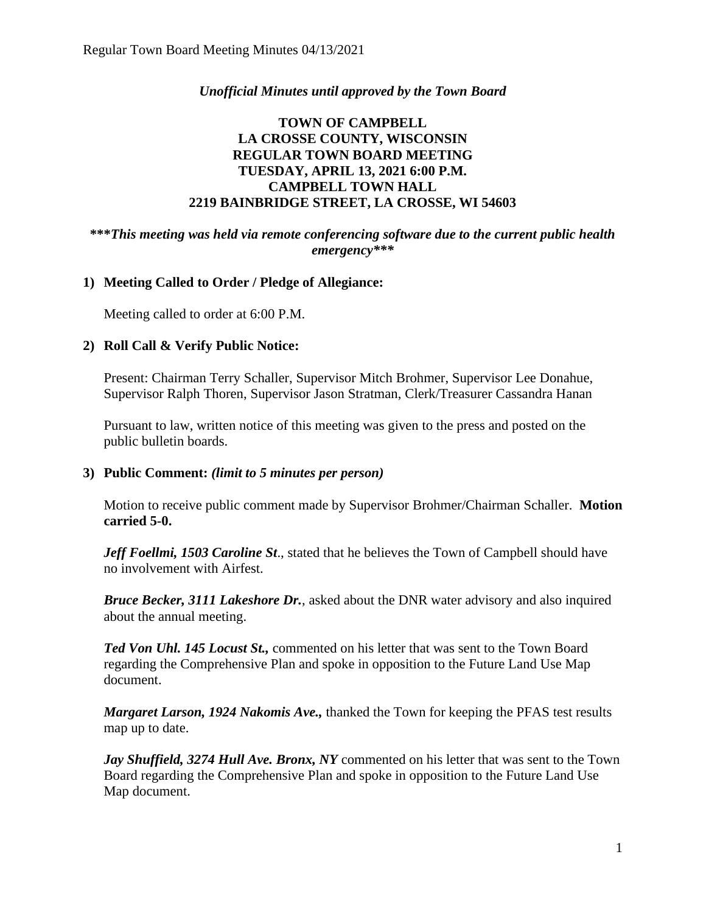*Unofficial Minutes until approved by the Town Board*

**TOWN OF CAMPBELL**
**LA CROSSE COUNTY, WISCONSIN**
**REGULAR TOWN BOARD MEETING**
**TUESDAY, APRIL 13, 2021 6:00 P.M.**
**CAMPBELL TOWN HALL**
**2219 BAINBRIDGE STREET, LA CROSSE, WI 54603**

***\*\*\*This meeting was held via remote conferencing software due to the current public health emergency\*\*\****

**1) Meeting Called to Order / Pledge of Allegiance:**

Meeting called to order at 6:00 P.M.

**2) Roll Call & Verify Public Notice:**

Present: Chairman Terry Schaller, Supervisor Mitch Brohmer, Supervisor Lee Donahue, Supervisor Ralph Thoren, Supervisor Jason Stratman, Clerk/Treasurer Cassandra Hanan

Pursuant to law, written notice of this meeting was given to the press and posted on the public bulletin boards.

**3) Public Comment:** *(limit to 5 minutes per person)*

Motion to receive public comment made by Supervisor Brohmer/Chairman Schaller. **Motion carried 5-0.**

***Jeff Foellmi, 1503 Caroline St***., stated that he believes the Town of Campbell should have no involvement with Airfest.

***Bruce Becker, 3111 Lakeshore Dr.***, asked about the DNR water advisory and also inquired about the annual meeting.

***Ted Von Uhl. 145 Locust St.,*** commented on his letter that was sent to the Town Board regarding the Comprehensive Plan and spoke in opposition to the Future Land Use Map document.

***Margaret Larson, 1924 Nakomis Ave.,*** thanked the Town for keeping the PFAS test results map up to date.

***Jay Shuffield, 3274 Hull Ave. Bronx, NY*** commented on his letter that was sent to the Town Board regarding the Comprehensive Plan and spoke in opposition to the Future Land Use Map document.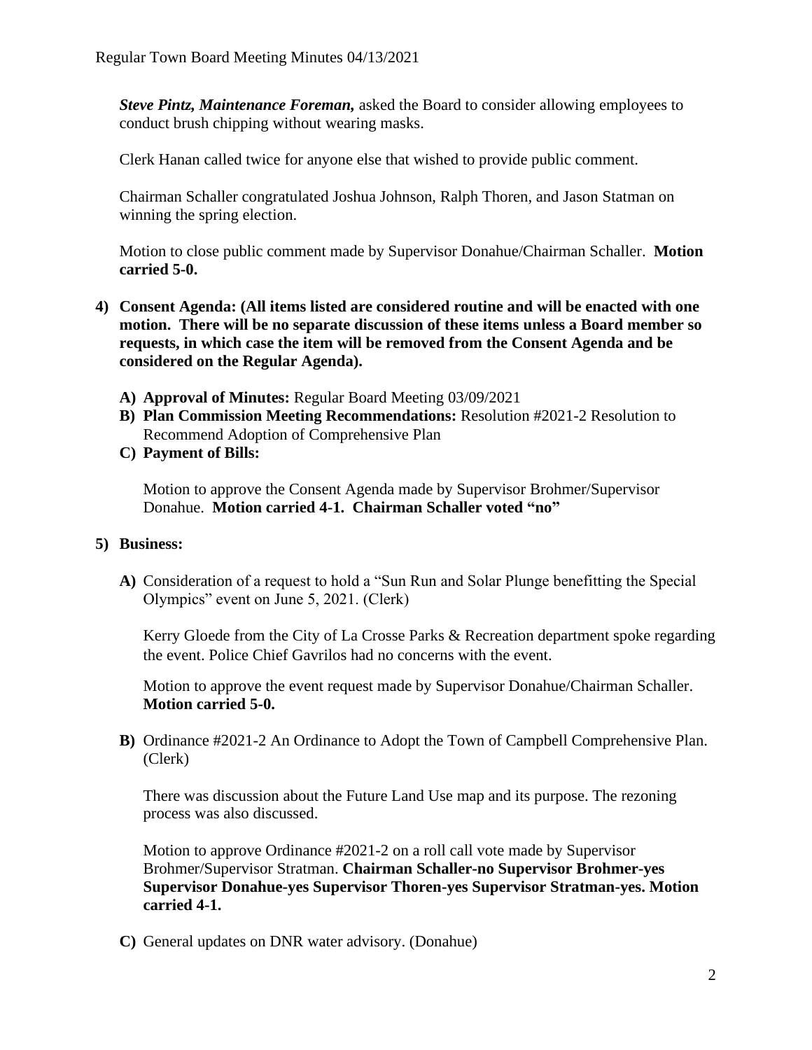***Steve Pintz, Maintenance Foreman,*** asked the Board to consider allowing employees to conduct brush chipping without wearing masks.

Clerk Hanan called twice for anyone else that wished to provide public comment.

Chairman Schaller congratulated Joshua Johnson, Ralph Thoren, and Jason Statman on winning the spring election.

Motion to close public comment made by Supervisor Donahue/Chairman Schaller. **Motion carried 5-0.**

**4) Consent Agenda: (All items listed are considered routine and will be enacted with one motion. There will be no separate discussion of these items unless a Board member so requests, in which case the item will be removed from the Consent Agenda and be considered on the Regular Agenda).**

- **A) Approval of Minutes:** Regular Board Meeting 03/09/2021
- **B) Plan Commission Meeting Recommendations:** Resolution #2021-2 Resolution to Recommend Adoption of Comprehensive Plan
- **C) Payment of Bills:**

Motion to approve the Consent Agenda made by Supervisor Brohmer/Supervisor Donahue. **Motion carried 4-1. Chairman Schaller voted "no"**

**5) Business:**

**A)** Consideration of a request to hold a "Sun Run and Solar Plunge benefitting the Special Olympics" event on June 5, 2021. (Clerk)

Kerry Gloede from the City of La Crosse Parks & Recreation department spoke regarding the event. Police Chief Gavrilos had no concerns with the event.

Motion to approve the event request made by Supervisor Donahue/Chairman Schaller. **Motion carried 5-0.**

**B)** Ordinance #2021-2 An Ordinance to Adopt the Town of Campbell Comprehensive Plan. (Clerk)

There was discussion about the Future Land Use map and its purpose. The rezoning process was also discussed.

Motion to approve Ordinance #2021-2 on a roll call vote made by Supervisor Brohmer/Supervisor Stratman. **Chairman Schaller-no Supervisor Brohmer-yes Supervisor Donahue-yes Supervisor Thoren-yes Supervisor Stratman-yes. Motion carried 4-1.**

**C)** General updates on DNR water advisory. (Donahue)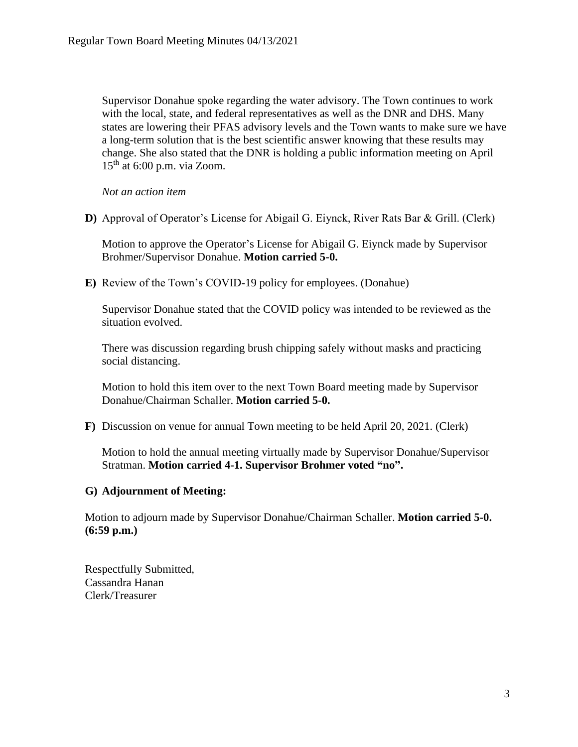Supervisor Donahue spoke regarding the water advisory. The Town continues to work with the local, state, and federal representatives as well as the DNR and DHS. Many states are lowering their PFAS advisory levels and the Town wants to make sure we have a long-term solution that is the best scientific answer knowing that these results may change. She also stated that the DNR is holding a public information meeting on April 15th at 6:00 p.m. via Zoom.

*Not an action item*

**D)** Approval of Operator's License for Abigail G. Eiynck, River Rats Bar & Grill. (Clerk)

Motion to approve the Operator's License for Abigail G. Eiynck made by Supervisor Brohmer/Supervisor Donahue. **Motion carried 5-0.**

**E)** Review of the Town's COVID-19 policy for employees. (Donahue)

Supervisor Donahue stated that the COVID policy was intended to be reviewed as the situation evolved.

There was discussion regarding brush chipping safely without masks and practicing social distancing.

Motion to hold this item over to the next Town Board meeting made by Supervisor Donahue/Chairman Schaller. **Motion carried 5-0.**

**F)** Discussion on venue for annual Town meeting to be held April 20, 2021. (Clerk)

Motion to hold the annual meeting virtually made by Supervisor Donahue/Supervisor Stratman. **Motion carried 4-1. Supervisor Brohmer voted "no".**

**G) Adjournment of Meeting:**

Motion to adjourn made by Supervisor Donahue/Chairman Schaller. **Motion carried 5-0. (6:59 p.m.)**

Respectfully Submitted,
Cassandra Hanan
Clerk/Treasurer